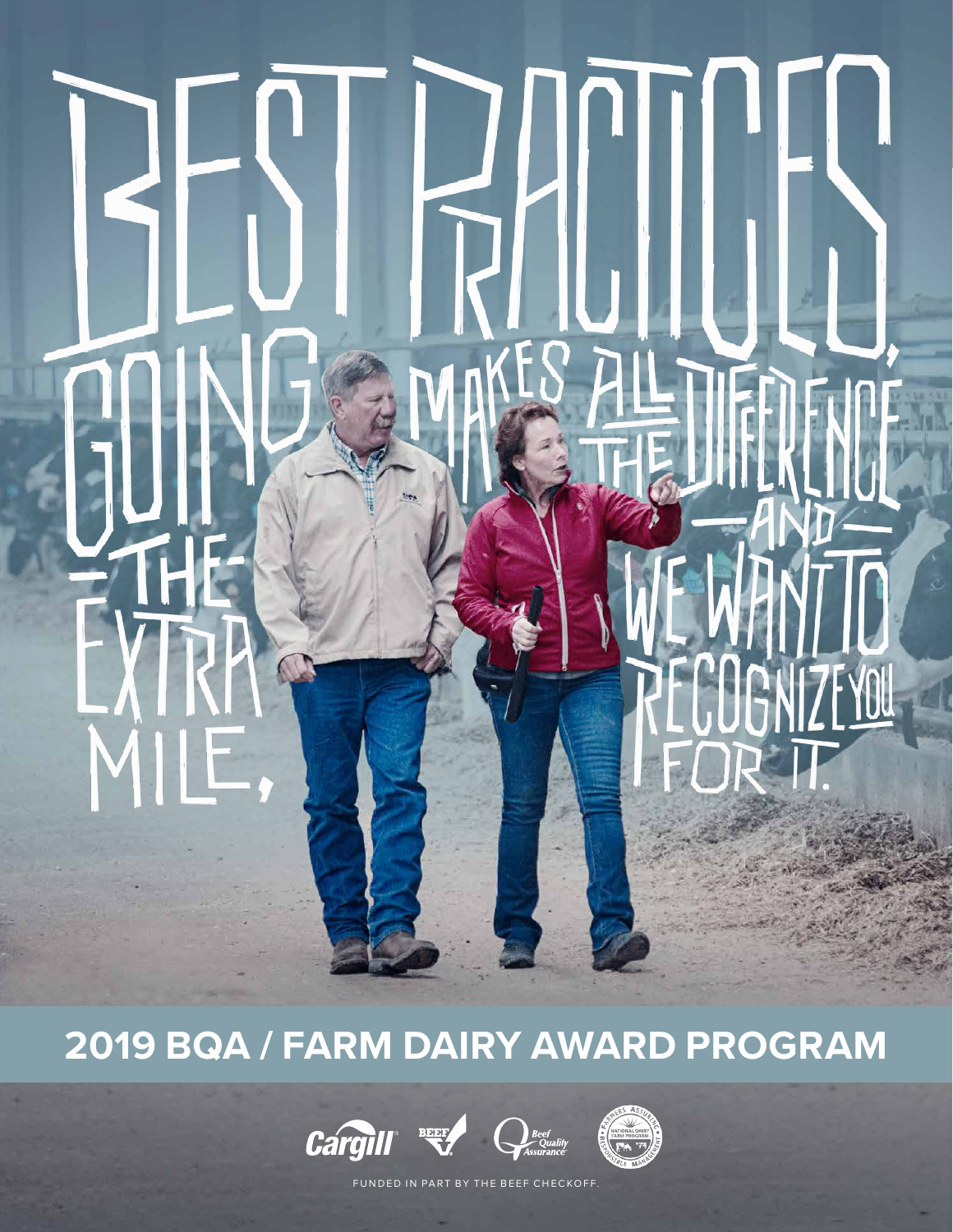# BEST PRACTICES.

GOING THE EXTRA MILE, MAKES ALL THE DIFFERENCE AND WE WANT TO RECOGNIZE YOU FOR IT.

## 2019 BQA / FARM DAIRY AWARD PROGRAM

FUNDED IN PART BY THE BEEF CHECKOFF.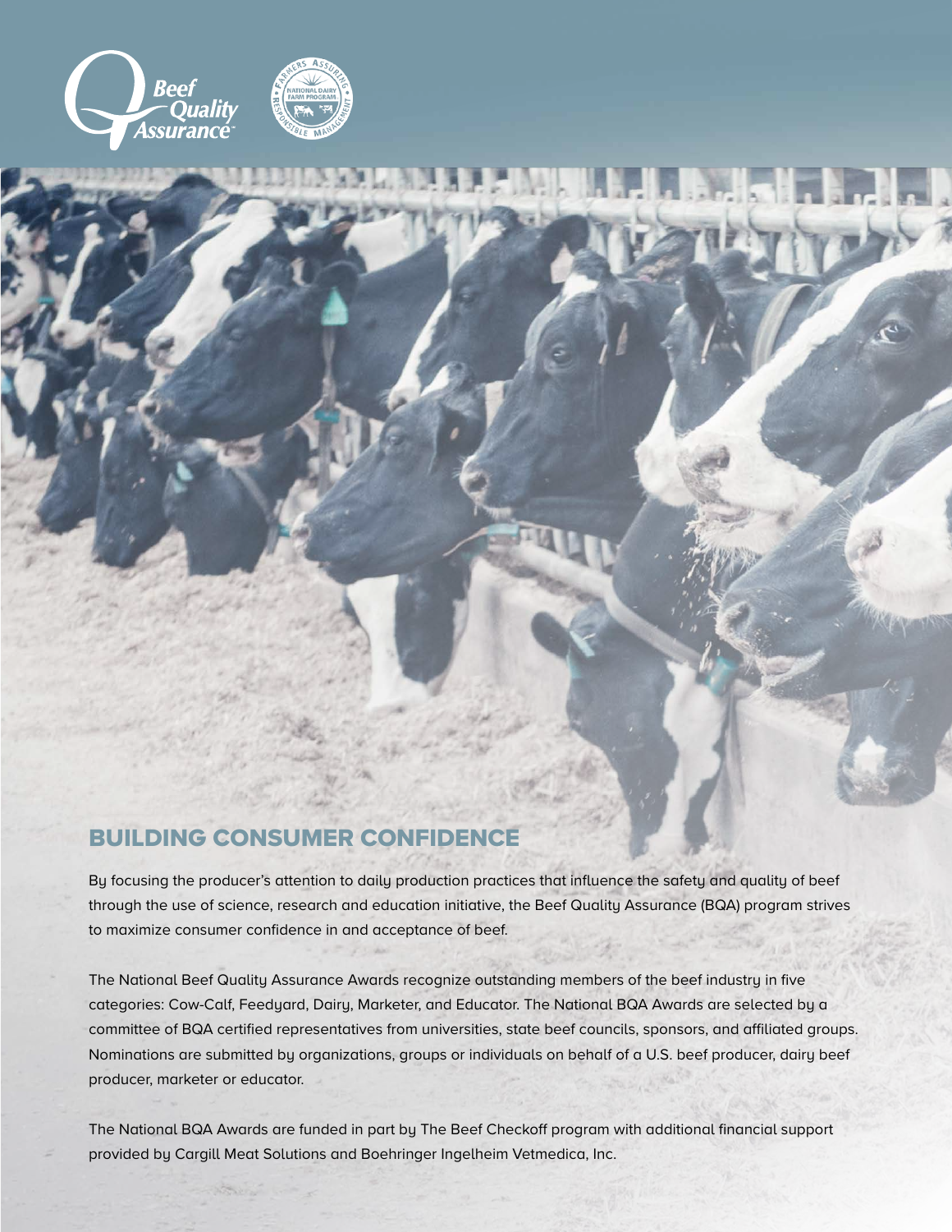## BUILDING CONSUMER CONFIDENCE

By focusing the producer's attention to daily production practices that influence the safety and quality of beef through the use of science, research and education initiative, the Beef Quality Assurance (BQA) program strives to maximize consumer confidence in and acceptance of beef.

The National Beef Quality Assurance Awards recognize outstanding members of the beef industry in five categories: Cow-Calf, Feedyard, Dairy, Marketer, and Educator. The National BQA Awards are selected by a committee of BQA certified representatives from universities, state beef councils, sponsors, and affiliated groups. Nominations are submitted by organizations, groups or individuals on behalf of a U.S. beef producer, dairy beef producer, marketer or educator.

The National BQA Awards are funded in part by The Beef Checkoff program with additional financial support provided by Cargill Meat Solutions and Boehringer Ingelheim Vetmedica, Inc.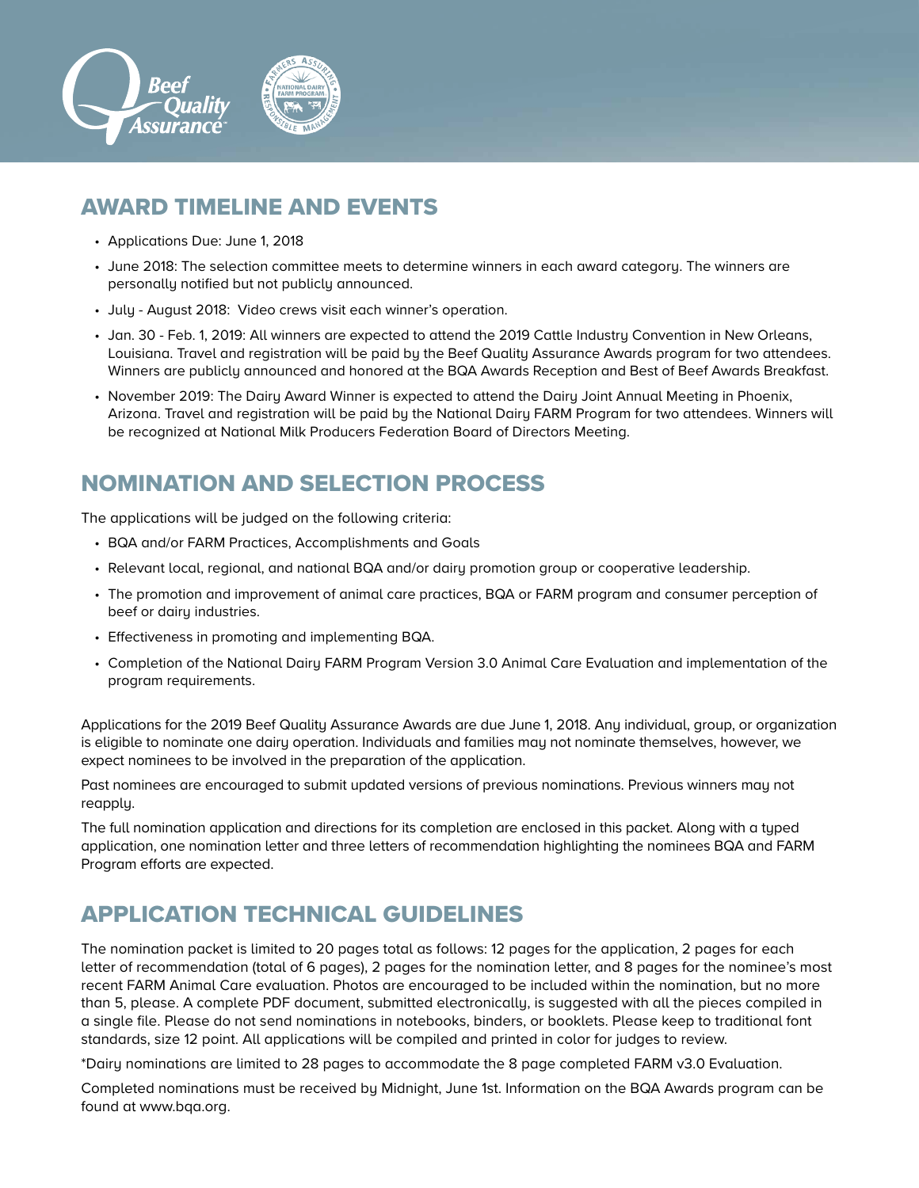## AWARD TIMELINE AND EVENTS

- Applications Due: June 1, 2018
- June 2018: The selection committee meets to determine winners in each award category. The winners are personally notified but not publicly announced.
- July - August 2018: Video crews visit each winner's operation.
- Jan. 30 - Feb. 1, 2019: All winners are expected to attend the 2019 Cattle Industry Convention in New Orleans, Louisiana. Travel and registration will be paid by the Beef Quality Assurance Awards program for two attendees. Winners are publicly announced and honored at the BQA Awards Reception and Best of Beef Awards Breakfast.
- November 2019: The Dairy Award Winner is expected to attend the Dairy Joint Annual Meeting in Phoenix, Arizona. Travel and registration will be paid by the National Dairy FARM Program for two attendees. Winners will be recognized at National Milk Producers Federation Board of Directors Meeting.

## NOMINATION AND SELECTION PROCESS

The applications will be judged on the following criteria:

- BQA and/or FARM Practices, Accomplishments and Goals
- Relevant local, regional, and national BQA and/or dairy promotion group or cooperative leadership.
- The promotion and improvement of animal care practices, BQA or FARM program and consumer perception of beef or dairy industries.
- Effectiveness in promoting and implementing BQA.
- Completion of the National Dairy FARM Program Version 3.0 Animal Care Evaluation and implementation of the program requirements.

Applications for the 2019 Beef Quality Assurance Awards are due June 1, 2018. Any individual, group, or organization is eligible to nominate one dairy operation. Individuals and families may not nominate themselves, however, we expect nominees to be involved in the preparation of the application.

Past nominees are encouraged to submit updated versions of previous nominations. Previous winners may not reapply.

The full nomination application and directions for its completion are enclosed in this packet. Along with a typed application, one nomination letter and three letters of recommendation highlighting the nominees BQA and FARM Program efforts are expected.

## APPLICATION TECHNICAL GUIDELINES

The nomination packet is limited to 20 pages total as follows: 12 pages for the application, 2 pages for each letter of recommendation (total of 6 pages), 2 pages for the nomination letter, and 8 pages for the nominee's most recent FARM Animal Care evaluation. Photos are encouraged to be included within the nomination, but no more than 5, please. A complete PDF document, submitted electronically, is suggested with all the pieces compiled in a single file. Please do not send nominations in notebooks, binders, or booklets. Please keep to traditional font standards, size 12 point. All applications will be compiled and printed in color for judges to review.

*Dairy nominations are limited to 28 pages to accommodate the 8 page completed FARM v3.0 Evaluation.

Completed nominations must be received by Midnight, June 1st. Information on the BQA Awards program can be found at www.bqa.org.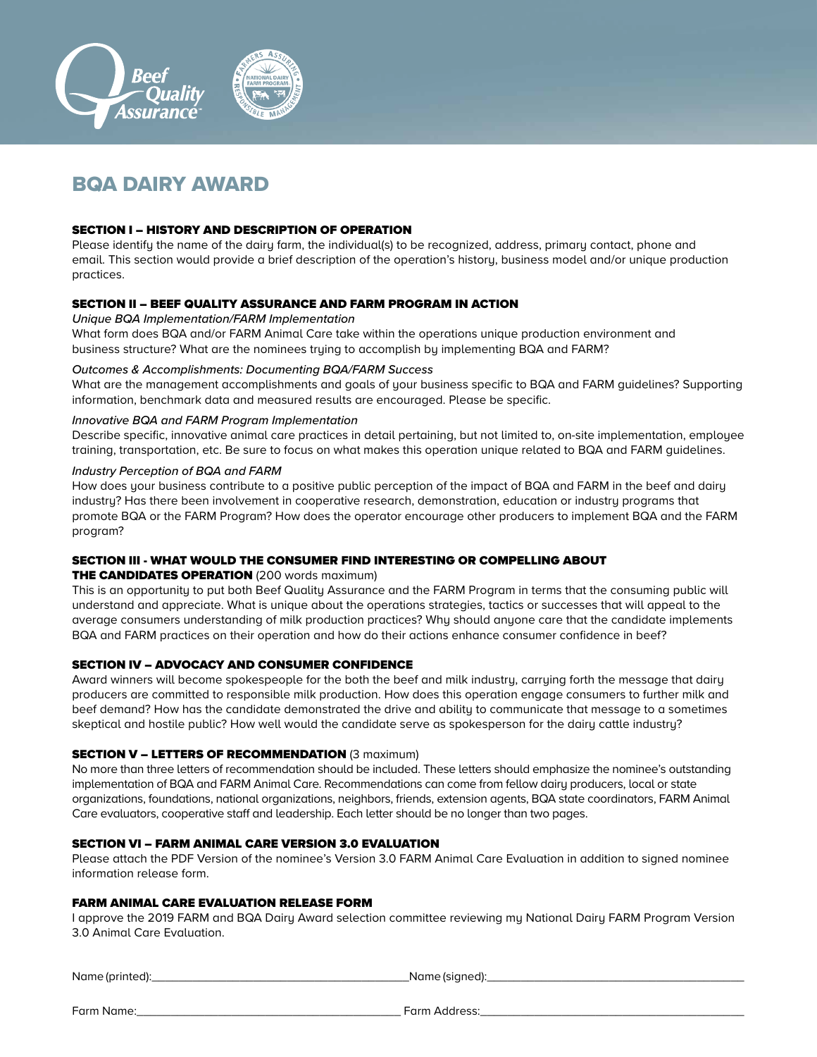# BQA DAIRY AWARD

### SECTION I – HISTORY AND DESCRIPTION OF OPERATION

Please identify the name of the dairy farm, the individual(s) to be recognized, address, primary contact, phone and email. This section would provide a brief description of the operation's history, business model and/or unique production practices.

### SECTION II – BEEF QUALITY ASSURANCE AND FARM PROGRAM IN ACTION

*Unique BQA Implementation/FARM Implementation*

What form does BQA and/or FARM Animal Care take within the operations unique production environment and business structure? What are the nominees trying to accomplish by implementing BQA and FARM?

*Outcomes & Accomplishments: Documenting BQA/FARM Success*

What are the management accomplishments and goals of your business specific to BQA and FARM guidelines? Supporting information, benchmark data and measured results are encouraged. Please be specific.

*Innovative BQA and FARM Program Implementation*

Describe specific, innovative animal care practices in detail pertaining, but not limited to, on-site implementation, employee training, transportation, etc. Be sure to focus on what makes this operation unique related to BQA and FARM guidelines.

*Industry Perception of BQA and FARM*

How does your business contribute to a positive public perception of the impact of BQA and FARM in the beef and dairy industry? Has there been involvement in cooperative research, demonstration, education or industry programs that promote BQA or the FARM Program? How does the operator encourage other producers to implement BQA and the FARM program?

### SECTION III - WHAT WOULD THE CONSUMER FIND INTERESTING OR COMPELLING ABOUT THE CANDIDATES OPERATION (200 words maximum)

This is an opportunity to put both Beef Quality Assurance and the FARM Program in terms that the consuming public will understand and appreciate. What is unique about the operations strategies, tactics or successes that will appeal to the average consumers understanding of milk production practices? Why should anyone care that the candidate implements BQA and FARM practices on their operation and how do their actions enhance consumer confidence in beef?

### SECTION IV – ADVOCACY AND CONSUMER CONFIDENCE

Award winners will become spokespeople for the both the beef and milk industry, carrying forth the message that dairy producers are committed to responsible milk production. How does this operation engage consumers to further milk and beef demand? How has the candidate demonstrated the drive and ability to communicate that message to a sometimes skeptical and hostile public? How well would the candidate serve as spokesperson for the dairy cattle industry?

### SECTION V – LETTERS OF RECOMMENDATION (3 maximum)

No more than three letters of recommendation should be included. These letters should emphasize the nominee's outstanding implementation of BQA and FARM Animal Care. Recommendations can come from fellow dairy producers, local or state organizations, foundations, national organizations, neighbors, friends, extension agents, BQA state coordinators, FARM Animal Care evaluators, cooperative staff and leadership. Each letter should be no longer than two pages.

### SECTION VI – FARM ANIMAL CARE VERSION 3.0 EVALUATION

Please attach the PDF Version of the nominee's Version 3.0 FARM Animal Care Evaluation in addition to signed nominee information release form.

### FARM ANIMAL CARE EVALUATION RELEASE FORM

I approve the 2019 FARM and BQA Dairy Award selection committee reviewing my National Dairy FARM Program Version 3.0 Animal Care Evaluation.

Name (printed):________________________________________ Name (signed):________________________________________

Farm Name:________________________________________ Farm Address:________________________________________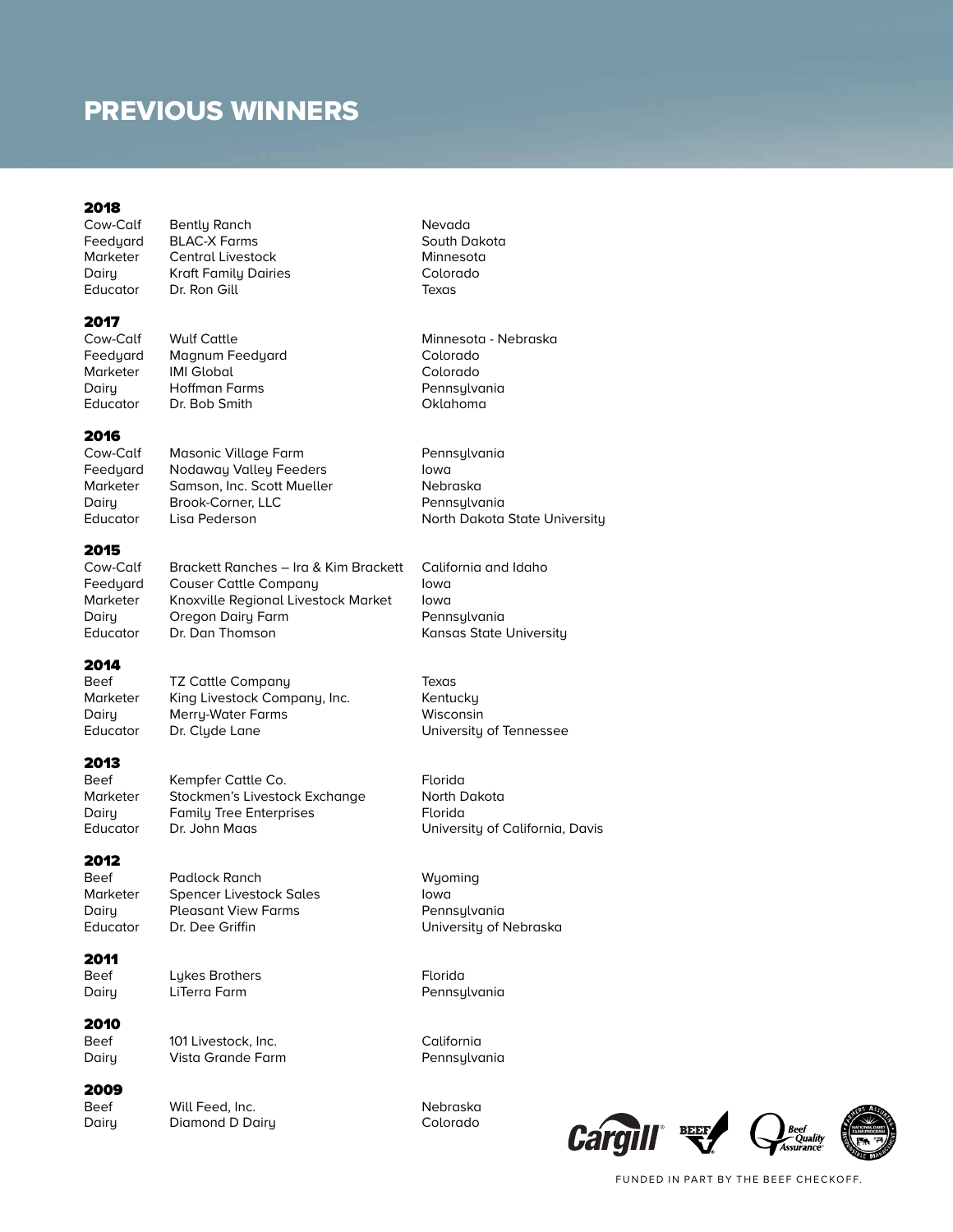# PREVIOUS WINNERS

## 2018

| | | |
|---|---|---|
| Cow-Calf | Bently Ranch | Nevada |
| Feedyard | BLAC-X Farms | South Dakota |
| Marketer | Central Livestock | Minnesota |
| Dairy | Kraft Family Dairies | Colorado |
| Educator | Dr. Ron Gill | Texas |

## 2017

| | | |
|---|---|---|
| Cow-Calf | Wulf Cattle | Minnesota - Nebraska |
| Feedyard | Magnum Feedyard | Colorado |
| Marketer | IMI Global | Colorado |
| Dairy | Hoffman Farms | Pennsylvania |
| Educator | Dr. Bob Smith | Oklahoma |

## 2016

| | | |
|---|---|---|
| Cow-Calf | Masonic Village Farm | Pennsylvania |
| Feedyard | Nodaway Valley Feeders | Iowa |
| Marketer | Samson, Inc. Scott Mueller | Nebraska |
| Dairy | Brook-Corner, LLC | Pennsylvania |
| Educator | Lisa Pederson | North Dakota State University |

## 2015

| | | |
|---|---|---|
| Cow-Calf | Brackett Ranches – Ira & Kim Brackett | California and Idaho |
| Feedyard | Couser Cattle Company | Iowa |
| Marketer | Knoxville Regional Livestock Market | Iowa |
| Dairy | Oregon Dairy Farm | Pennsylvania |
| Educator | Dr. Dan Thomson | Kansas State University |

## 2014

| | | |
|---|---|---|
| Beef | TZ Cattle Company | Texas |
| Marketer | King Livestock Company, Inc. | Kentucky |
| Dairy | Merry-Water Farms | Wisconsin |
| Educator | Dr. Clyde Lane | University of Tennessee |

## 2013

| | | |
|---|---|---|
| Beef | Kempfer Cattle Co. | Florida |
| Marketer | Stockmen's Livestock Exchange | North Dakota |
| Dairy | Family Tree Enterprises | Florida |
| Educator | Dr. John Maas | University of California, Davis |

## 2012

| | | |
|---|---|---|
| Beef | Padlock Ranch | Wyoming |
| Marketer | Spencer Livestock Sales | Iowa |
| Dairy | Pleasant View Farms | Pennsylvania |
| Educator | Dr. Dee Griffin | University of Nebraska |

## 2011

| | | |
|---|---|---|
| Beef | Lykes Brothers | Florida |
| Dairy | LiTerra Farm | Pennsylvania |

## 2010

| | | |
|---|---|---|
| Beef | 101 Livestock, Inc. | California |
| Dairy | Vista Grande Farm | Pennsylvania |

## 2009

| | | |
|---|---|---|
| Beef | Will Feed, Inc. | Nebraska |
| Dairy | Diamond D Dairy | Colorado |

FUNDED IN PART BY THE BEEF CHECKOFF.